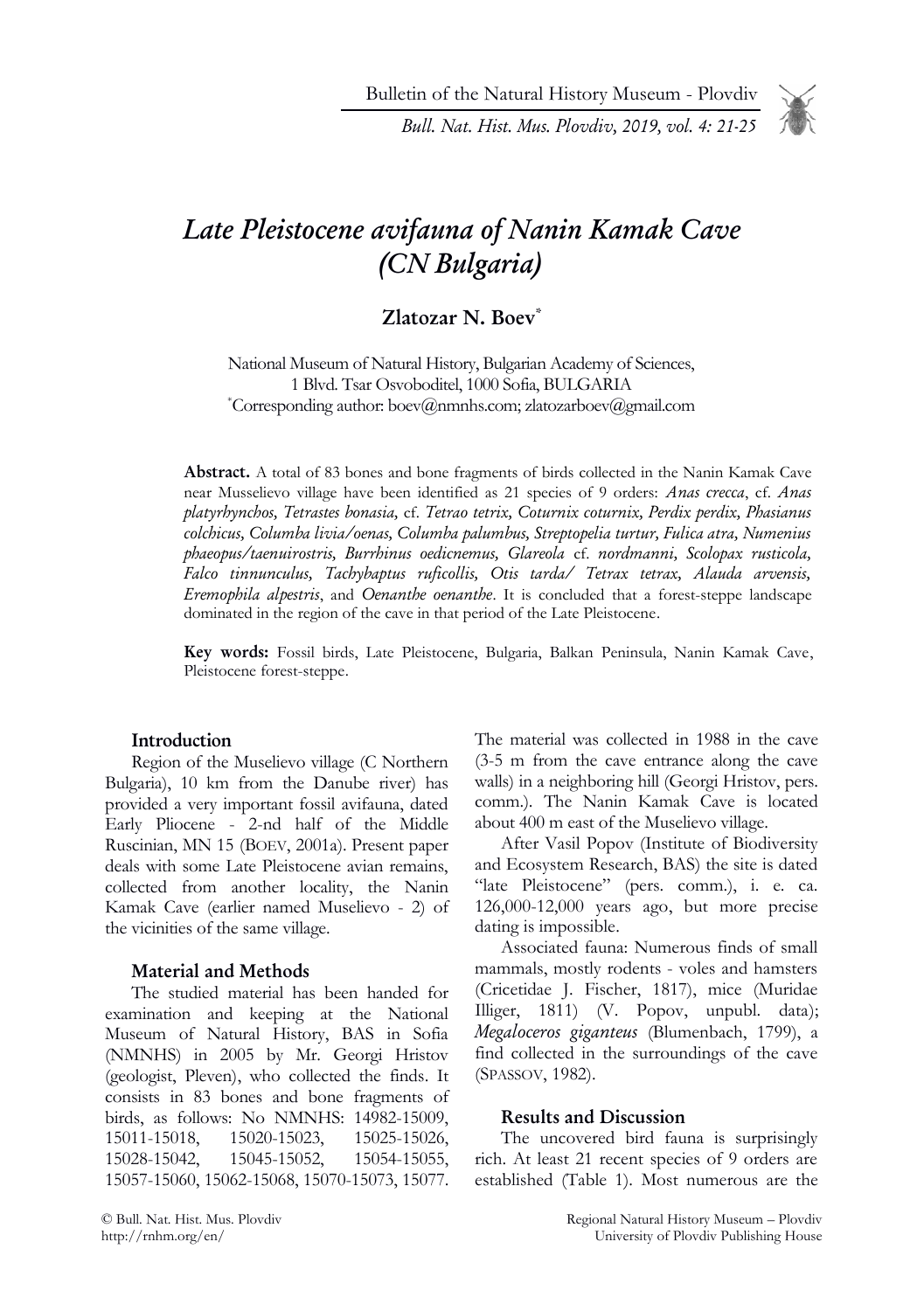# *Late Pleistocene avifauna of Nanin Kamak Cave (CN Bulgaria)*

**Zlatozar N. Boev**[*]

National Museum of Natural History, Bulgarian Academy of Sciences, 1 Blvd. Tsar Osvoboditel, 1000 Sofia, BULGARIA
[*]Corresponding author: boev@nmnhs.com; zlatozarboev@gmail.com

**Abstract.** A total of 83 bones and bone fragments of birds collected in the Nanin Kamak Cave near Musselievo village have been identified as 21 species of 9 orders: *Anas crecca*, cf. *Anas platyrhynchos, Tetrastes bonasia,* cf. *Tetrao tetrix, Coturnix coturnix, Perdix perdix, Phasianus colchicus, Columba livia/oenas, Columba palumbus, Streptopelia turtur, Fulica atra, Numenius phaeopus/taenuirostris, Burrhinus oedicnemus, Glareola* cf. *nordmanni, Scolopax rusticola, Falco tinnunculus, Tachybaptus ruficollis, Otis tarda/ Tetrax tetrax, Alauda arvensis, Eremophila alpestris*, and *Oenanthe oenanthe*. It is concluded that a forest-steppe landscape dominated in the region of the cave in that period of the Late Pleistocene.

**Key words:** Fossil birds, Late Pleistocene, Bulgaria, Balkan Peninsula, Nanin Kamak Cave, Pleistocene forest-steppe.

## Introduction

Region of the Muselievo village (C Northern Bulgaria), 10 km from the Danube river) has provided a very important fossil avifauna, dated Early Pliocene - 2-nd half of the Middle Ruscinian, MN 15 (Boev, 2001a). Present paper deals with some Late Pleistocene avian remains, collected from another locality, the Nanin Kamak Cave (earlier named Muselievo - 2) of the vicinities of the same village.

## Material and Methods

The studied material has been handed for examination and keeping at the National Museum of Natural History, BAS in Sofia (NMNHS) in 2005 by Mr. Georgi Hristov (geologist, Pleven), who collected the finds. It consists in 83 bones and bone fragments of birds, as follows: No NMNHS: 14982-15009, 15011-15018, 15020-15023, 15025-15026, 15028-15042, 15045-15052, 15054-15055, 15057-15060, 15062-15068, 15070-15073, 15077. The material was collected in 1988 in the cave (3-5 m from the cave entrance along the cave walls) in a neighboring hill (Georgi Hristov, pers. comm.). The Nanin Kamak Cave is located about 400 m east of the Muselievo village.

After Vasil Popov (Institute of Biodiversity and Ecosystem Research, BAS) the site is dated "late Pleistocene" (pers. comm.), i. e. ca. 126,000-12,000 years ago, but more precise dating is impossible.

Associated fauna: Numerous finds of small mammals, mostly rodents - voles and hamsters (Cricetidae J. Fischer, 1817), mice (Muridae Illiger, 1811) (V. Popov, unpubl. data); *Megaloceros giganteus* (Blumenbach, 1799), a find collected in the surroundings of the cave (Spassov, 1982).

## Results and Discussion

The uncovered bird fauna is surprisingly rich. At least 21 recent species of 9 orders are established (Table 1). Most numerous are the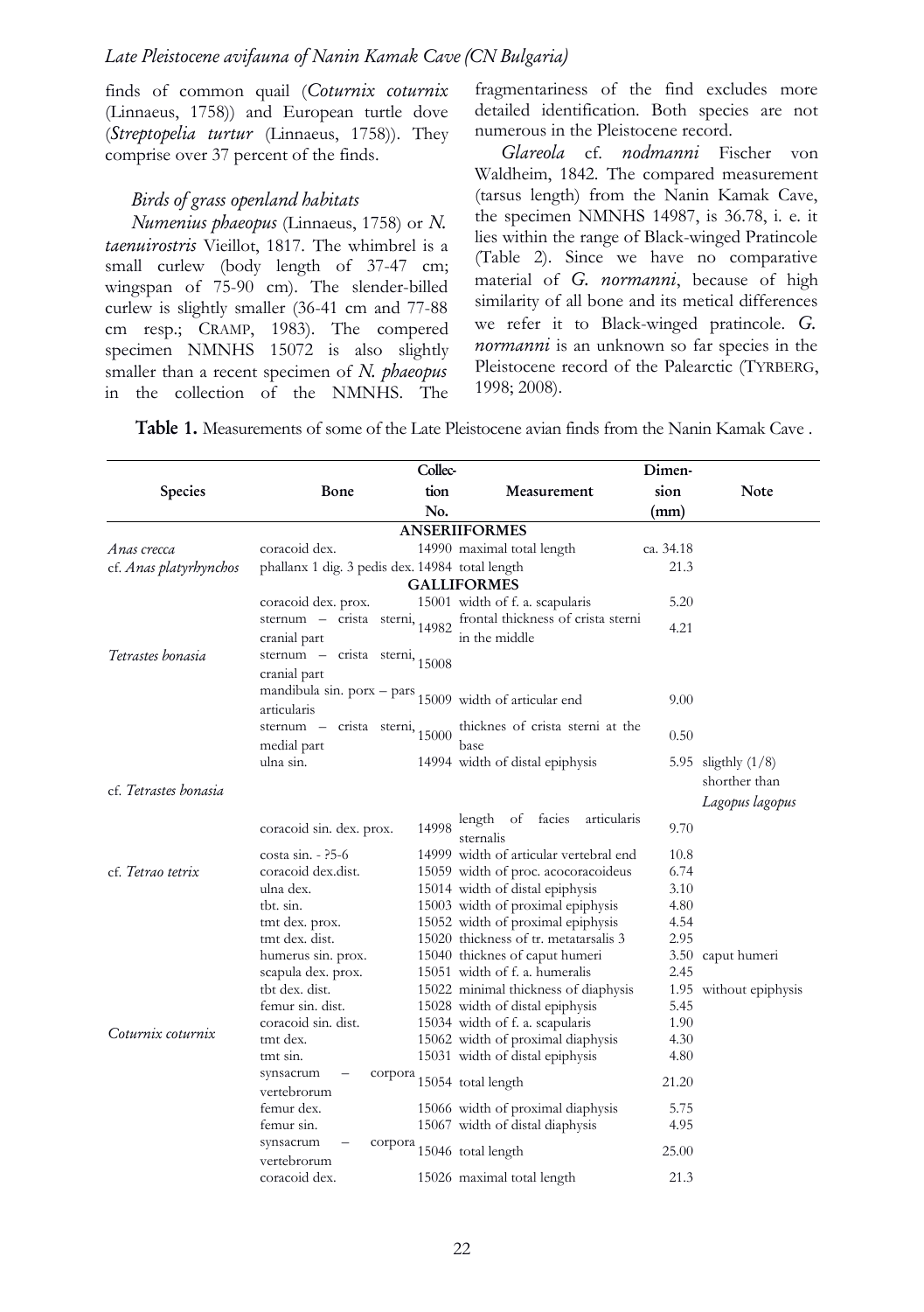finds of common quail (*Coturnix coturnix* (Linnaeus, 1758)) and European turtle dove (*Streptopelia turtur* (Linnaeus, 1758)). They comprise over 37 percent of the finds.

### *Birds of grass openland habitats*

*Numenius phaeopus* (Linnaeus, 1758) or *N. taenuirostris* Vieillot, 1817. The whimbrel is a small curlew (body length of 37-47 cm; wingspan of 75-90 cm). The slender-billed curlew is slightly smaller (36-41 cm and 77-88 cm resp.; CRAMP, 1983). The compered specimen NMNHS 15072 is also slightly smaller than a recent specimen of *N. phaeopus* in the collection of the NMNHS. The fragmentariness of the find excludes more detailed identification. Both species are not numerous in the Pleistocene record.

*Glareola* cf. *nodmanni* Fischer von Waldheim, 1842. The compared measurement (tarsus length) from the Nanin Kamak Cave, the specimen NMNHS 14987, is 36.78, i. e. it lies within the range of Black-winged Pratincole (Table 2). Since we have no comparative material of *G. normanni*, because of high similarity of all bone and its metical differences we refer it to Black-winged pratincole. *G. normanni* is an unknown so far species in the Pleistocene record of the Palearctic (TYRBERG, 1998; 2008).

**Table 1.** Measurements of some of the Late Pleistocene avian finds from the Nanin Kamak Cave .

| Species | Bone | Collection No. | Measurement | Dimension (mm) | Note |
|---|---|---|---|---|---|
| | | **ANSERIIFORMES** | | | |
| *Anas crecca* | coracoid dex. | 14990 | maximal total length | ca. 34.18 | |
| cf. *Anas platyrhynchos* | phallanx 1 dig. 3 pedis dex. | 14984 | total length | 21.3 | |
| | | **GALLIFORMES** | | | |
| *Tetrastes bonasia* | coracoid dex. prox. | 15001 | width of f. a. scapularis | 5.20 | |
| | sternum – crista sterni, cranial part | 14982 | frontal thickness of crista sterni in the middle | 4.21 | |
| | sternum – crista sterni, cranial part | 15008 | | | |
| | mandibula sin. porx – pars articularis | 15009 | width of articular end | 9.00 | |
| | sternum – crista sterni, medial part | 15000 | thicknes of crista sterni at the base | 0.50 | |
| cf. *Tetrastes bonasia* | ulna sin. | 14994 | width of distal epiphysis | 5.95 | sligthly (1/8) shorther than *Lagopus lagopus* |
| | coracoid sin. dex. prox. | 14998 | length of facies articularis sternalis | 9.70 | |
| cf. *Tetrao tetrix* | costa sin. - ?5-6 | 14999 | width of articular vertebral end | 10.8 | |
| | coracoid dex.dist. | 15059 | width of proc. acocoracoideus | 6.74 | |
| *Coturnix coturnix* | ulna dex. | 15014 | width of distal epiphysis | 3.10 | |
| | tbt. sin. | 15003 | width of proximal epiphysis | 4.80 | |
| | tmt dex. prox. | 15052 | width of proximal epiphysis | 4.54 | |
| | tmt dex. dist. | 15020 | thickness of tr. metatarsalis 3 | 2.95 | |
| | humerus sin. prox. | 15040 | thicknes of caput humeri | 3.50 | caput humeri |
| | scapula dex. prox. | 15051 | width of f. a. humeralis | 2.45 | |
| | tbt dex. dist. | 15022 | minimal thickness of diaphysis | 1.95 | without epiphysis |
| | femur sin. dist. | 15028 | width of distal epiphysis | 5.45 | |
| | coracoid sin. dist. | 15034 | width of f. a. scapularis | 1.90 | |
| | tmt dex. | 15062 | width of proximal diaphysis | 4.30 | |
| | tmt sin. | 15031 | width of distal epiphysis | 4.80 | |
| | synsacrum – corpora vertebrorum | 15054 | total length | 21.20 | |
| | femur dex. | 15066 | width of proximal diaphysis | 5.75 | |
| | femur sin. | 15067 | width of distal diaphysis | 4.95 | |
| | synsacrum – corpora vertebrorum | 15046 | total length | 25.00 | |
| | coracoid dex. | 15026 | maximal total length | 21.3 | |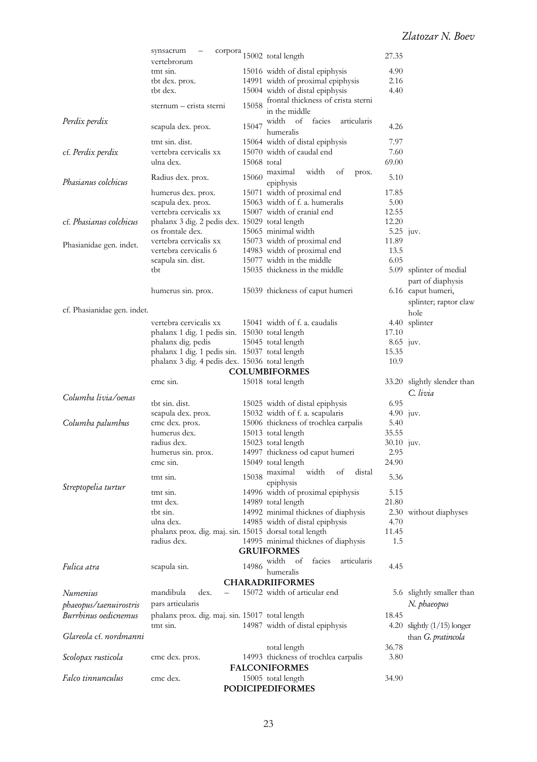| | | | | | |
|---|---|---|---|---|---|
| | synsacrum – corpora vertebrorum | 15002 | total length | 27.35 | |
| | tmt sin. | 15016 | width of distal epiphysis | 4.90 | |
| | tbt dex. prox. | 14991 | width of proximal epiphysis | 2.16 | |
| | tbt dex. | 15004 | width of distal epiphysis | 4.40 | |
| | sternum – crista sterni | 15058 | frontal thickness of crista sterni in the middle | | |
| *Perdix perdix* | scapula dex. prox. | 15047 | width of facies articularis humeralis | 4.26 | |
| | tmt sin. dist. | 15064 | width of distal epiphysis | 7.97 | |
| cf. *Perdix perdix* | vertebra cervicalis xx | 15070 | width of caudal end | 7.60 | |
| | ulna dex. | 15068 | total | 69.00 | |
| *Phasianus colchicus* | Radius dex. prox. | 15060 | maximal width of prox. epiphysis | 5.10 | |
| | humerus dex. prox. | 15071 | width of proximal end | 17.85 | |
| | scapula dex. prox. | 15063 | width of f. a. humeralis | 5.00 | |
| | vertebra cervicalis xx | 15007 | width of cranial end | 12.55 | |
| cf. *Phasianus colchicus* | phalanx 3 dig. 2 pedis dex. | 15029 | total length | 12.20 | |
| | os frontale dex. | 15065 | minimal width | 5.25 | juv. |
| Phasianidae gen. indet. | vertebra cervicalis xx | 15073 | width of proximal end | 11.89 | |
| | vertebra cervicalis 6 | 14983 | width of proximal end | 13.5 | |
| | scapula sin. dist. | 15077 | width in the middle | 6.05 | |
| | tbt | 15035 | thickness in the middle | 5.09 | splinter of medial part of diaphysis |
| cf. Phasianidae gen. indet. | humerus sin. prox. | 15039 | thickness of caput humeri | 6.16 | caput humeri, splinter; raptor claw hole |
| | vertebra cervicalis xx | 15041 | width of f. a. caudalis | 4.40 | splinter |
| | phalanx 1 dig. 1 pedis sin. | 15030 | total length | 17.10 | |
| | phalanx dig. pedis | 15045 | total length | 8.65 | juv. |
| | phalanx 1 dig. 1 pedis sin. | 15037 | total length | 15.35 | |
| | phalanx 3 dig. 4 pedis dex. | 15036 | total length | 10.9 | |
| | | | **COLUMBIFORMES** | | |
| *Columba livia/oenas* | cmc sin. | 15018 | total length | 33.20 | slightly slender than *C. livia* |
| | tbt sin. dist. | 15025 | width of distal epiphysis | 6.95 | |
| | scapula dex. prox. | 15032 | width of f. a. scapularis | 4.90 | juv. |
| *Columba palumbus* | cmc dex. prox. | 15006 | thickness of trochlea carpalis | 5.40 | |
| | humerus dex. | 15013 | total length | 35.55 | |
| | radius dex. | 15023 | total length | 30.10 | juv. |
| | humerus sin. prox. | 14997 | thickness od caput humeri | 2.95 | |
| | cmc sin. | 15049 | total length | 24.90 | |
| *Streptopelia turtur* | tmt sin. | 15038 | maximal width of distal epiphysis | 5.36 | |
| | tmt sin. | 14996 | width of proximal epiphysis | 5.15 | |
| | tmt dex. | 14989 | total length | 21.80 | |
| | tbt sin. | 14992 | minimal thicknes of diaphysis | 2.30 | without diaphyses |
| | ulna dex. | 14985 | width of distal epiphysis | 4.70 | |
| | phalanx prox. dig. maj. sin. | 15015 | dorsal total length | 11.45 | |
| | radius dex. | 14995 | minimal thicknes of diaphysis | 1.5 | |
| | | | **GRUIFORMES** | | |
| *Fulica atra* | scapula sin. | 14986 | width of facies articularis humeralis | 4.45 | |
| | | | **CHARADRIIFORMES** | | |
| *Numenius phaeopus/taenuirostris* | mandibula dex. – pars articularis | 15072 | width of articular end | 5.6 | slightly smaller than *N. phaeopus* |
| *Burrhinus oedicnemus* | phalanx prox. dig. maj. sin. | 15017 | total length | 18.45 | |
| *Glareola* cf. *nordmanni* | tmt sin. | 14987 | width of distal epiphysis | 4.20 | slightly (1/15) longer than *G. pratincola* |
| | | | total length | 36.78 | |
| *Scolopax rusticola* | cmc dex. prox. | 14993 | thickness of trochlea carpalis | 3.80 | |
| | | | **FALCONIFORMES** | | |
| *Falco tinnunculus* | cmc dex. | 15005 | total length | 34.90 | |
| | | | **PODICIPEDIFORMES** | | |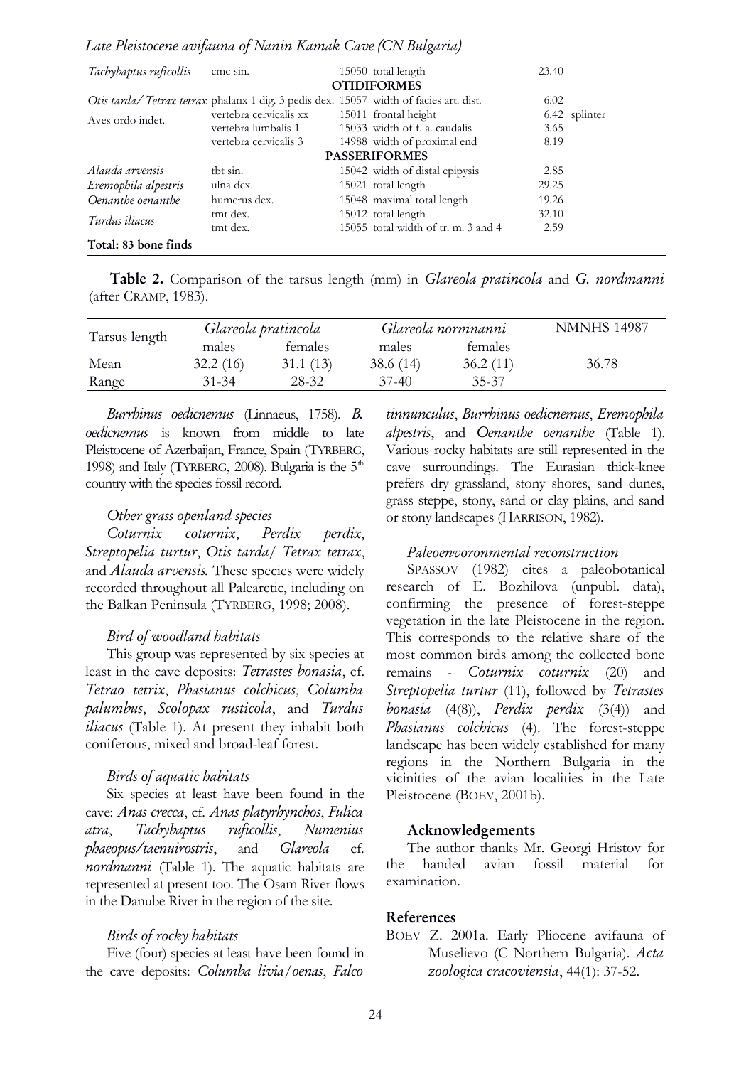| | | | |
|---|---|---|---|
| *Tachybaptus ruficollis* | cmc sin. | 15050 total length | 23.40 |
| | | **OTIDIFORMES** | |
| *Otis tarda/ Tetrax tetrax* | phalanx 1 dig. 3 pedis dex. | 15057 width of facies art. dist. | 6.02 |
| Aves ordo indet. | vertebra cervicalis xx | 15011 frontal height | 6.42 splinter |
| | vertebra lumbalis 1 | 15033 width of f. a. caudalis | 3.65 |
| | vertebra cervicalis 3 | 14988 width of proximal end | 8.19 |
| | | **PASSERIFORMES** | |
| *Alauda arvensis* | tbt sin. | 15042 width of distal epipysis | 2.85 |
| *Eremophila alpestris* | ulna dex. | 15021 total length | 29.25 |
| *Oenanthe oenanthe* | humerus dex. | 15048 maximal total length | 19.26 |
| *Turdus iliacus* | tmt dex. | 15012 total length | 32.10 |
| | tmt dex. | 15055 total width of tr. m. 3 and 4 | 2.59 |
| **Total: 83 bone finds** | | | |

**Table 2.** Comparison of the tarsus length (mm) in *Glareola pratincola* and *G. nordmanni* (after CRAMP, 1983).

| Tarsus length | *Glareola pratincola* | | *Glareola normnanni* | | NMNHS 14987 |
|---|---|---|---|---|---|
| | males | females | males | females | |
| Mean | 32.2 (16) | 31.1 (13) | 38.6 (14) | 36.2 (11) | 36.78 |
| Range | 31-34 | 28-32 | 37-40 | 35-37 | |

*Burrhinus oedicnemus* (Linnaeus, 1758). *B. oedicnemus* is known from middle to late Pleistocene of Azerbaijan, France, Spain (TYRBERG, 1998) and Italy (TYRBERG, 2008). Bulgaria is the 5th country with the species fossil record.

*Other grass openland species*

*Coturnix coturnix*, *Perdix perdix*, *Streptopelia turtur*, *Otis tarda/ Tetrax tetrax*, and *Alauda arvensis.* These species were widely recorded throughout all Palearctic, including on the Balkan Peninsula (TYRBERG, 1998; 2008).

*Bird of woodland habitats*

This group was represented by six species at least in the cave deposits: *Tetrastes bonasia*, cf. *Tetrao tetrix*, *Phasianus colchicus*, *Columba palumbus*, *Scolopax rusticola*, and *Turdus iliacus* (Table 1). At present they inhabit both coniferous, mixed and broad-leaf forest.

*Birds of aquatic habitats*

Six species at least have been found in the cave: *Anas crecca*, cf. *Anas platyrhynchos*, *Fulica atra*, *Tachybaptus ruficollis*, *Numenius phaeopus/taenuirostris*, and *Glareola* cf. *nordmanni* (Table 1). The aquatic habitats are represented at present too. The Osam River flows in the Danube River in the region of the site.

*Birds of rocky habitats*

Five (four) species at least have been found in the cave deposits: *Columba livia/oenas*, *Falco tinnunculus*, *Burrhinus oedicnemus*, *Eremophila alpestris*, and *Oenanthe oenanthe* (Table 1). Various rocky habitats are still represented in the cave surroundings. The Eurasian thick-knee prefers dry grassland, stony shores, sand dunes, grass steppe, stony, sand or clay plains, and sand or stony landscapes (HARRISON, 1982).

*Paleoenvoronmental reconstruction*

SPASSOV (1982) cites a paleobotanical research of E. Bozhilova (unpubl. data), confirming the presence of forest-steppe vegetation in the late Pleistocene in the region. This corresponds to the relative share of the most common birds among the collected bone remains - *Coturnix coturnix* (20) and *Streptopelia turtur* (11), followed by *Tetrastes bonasia* (4(8)), *Perdix perdix* (3(4)) and *Phasianus colchicus* (4). The forest-steppe landscape has been widely established for many regions in the Northern Bulgaria in the vicinities of the avian localities in the Late Pleistocene (BOEV, 2001b).

## Acknowledgements

The author thanks Mr. Georgi Hristov for the handed avian fossil material for examination.

## References

BOEV Z. 2001a. Early Pliocene avifauna of Muselievo (C Northern Bulgaria). *Acta zoologica cracoviensia*, 44(1): 37-52.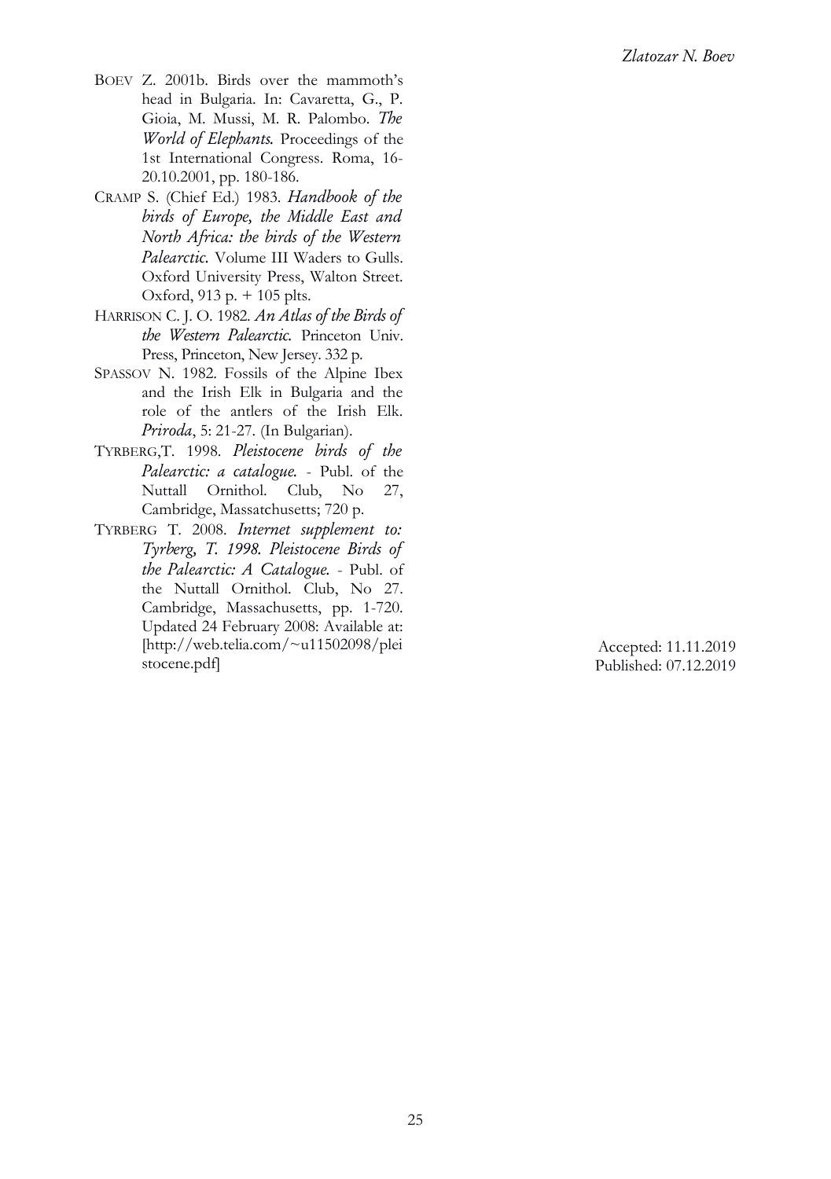BOEV Z. 2001b. Birds over the mammoth's head in Bulgaria. In: Cavaretta, G., P. Gioia, M. Mussi, M. R. Palombo. *The World of Elephants.* Proceedings of the 1st International Congress. Roma, 16-20.10.2001, pp. 180-186.

CRAMP S. (Chief Ed.) 1983. *Handbook of the birds of Europe, the Middle East and North Africa: the birds of the Western Palearctic.* Volume III Waders to Gulls. Oxford University Press, Walton Street. Oxford, 913 p. + 105 plts.

HARRISON C. J. O. 1982. *An Atlas of the Birds of the Western Palearctic.* Princeton Univ. Press, Princeton, New Jersey. 332 p.

SPASSOV N. 1982. Fossils of the Alpine Ibex and the Irish Elk in Bulgaria and the role of the antlers of the Irish Elk. *Priroda*, 5: 21-27. (In Bulgarian).

TYRBERG,T. 1998. *Pleistocene birds of the Palearctic: a catalogue.* - Publ. of the Nuttall Ornithol. Club, No 27, Cambridge, Massatchusetts; 720 p.

TYRBERG T. 2008. *Internet supplement to: Tyrberg, T. 1998. Pleistocene Birds of the Palearctic: A Catalogue.* - Publ. of the Nuttall Ornithol. Club, No 27. Cambridge, Massachusetts, pp. 1-720. Updated 24 February 2008: Available at: [http://web.telia.com/~u11502098/pleistocene.pdf]

Accepted: 11.11.2019
Published: 07.12.2019